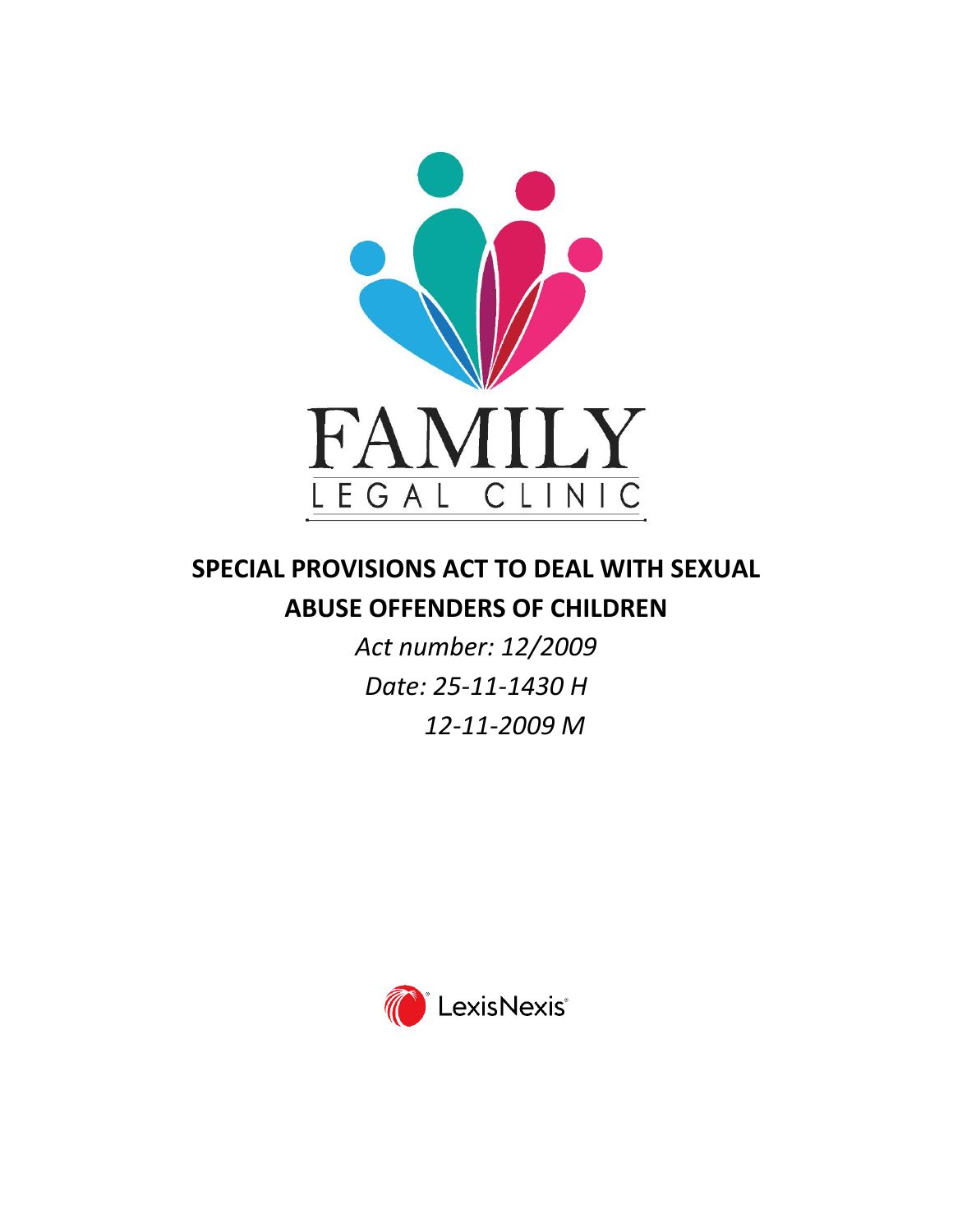FAMILY

LEGAL CLINIC

# SPECIAL PROVISIONS ACT TO DEAL WITH SEXUAL ABUSE OFFENDERS OF CHILDREN

*Act number: 12/2009*

*Date: 25-11-1430 H*

*12-11-2009 M*

LexisNexis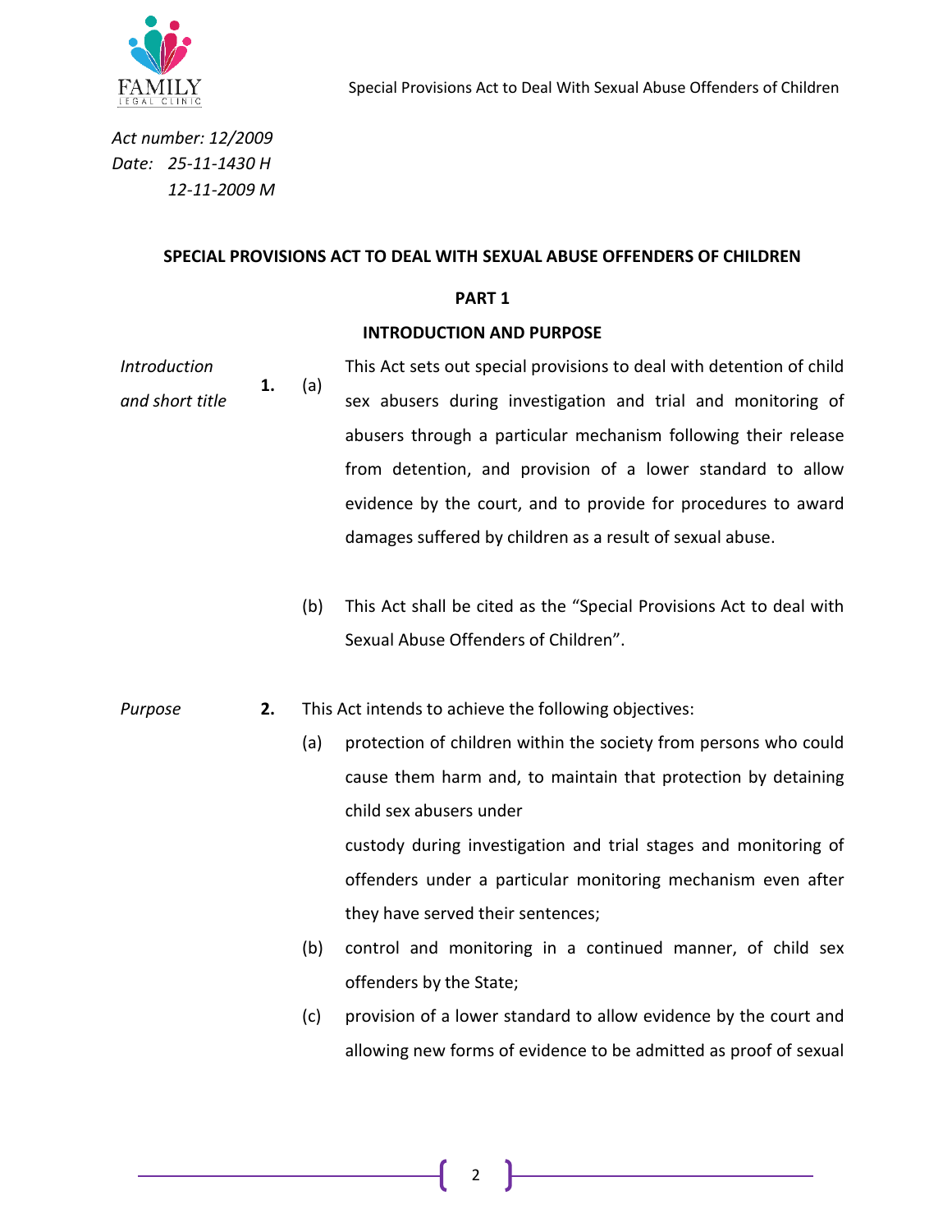*Act number: 12/2009*
*Date: 25-11-1430 H*
*12-11-2009 M*

## SPECIAL PROVISIONS ACT TO DEAL WITH SEXUAL ABUSE OFFENDERS OF CHILDREN

### PART 1

### INTRODUCTION AND PURPOSE

*Introduction and short title*

**1.** (a) This Act sets out special provisions to deal with detention of child sex abusers during investigation and trial and monitoring of abusers through a particular mechanism following their release from detention, and provision of a lower standard to allow evidence by the court, and to provide for procedures to award damages suffered by children as a result of sexual abuse.

(b) This Act shall be cited as the "Special Provisions Act to deal with Sexual Abuse Offenders of Children".

*Purpose*

**2.** This Act intends to achieve the following objectives:

(a) protection of children within the society from persons who could cause them harm and, to maintain that protection by detaining child sex abusers under custody during investigation and trial stages and monitoring of offenders under a particular monitoring mechanism even after they have served their sentences;

(b) control and monitoring in a continued manner, of child sex offenders by the State;

(c) provision of a lower standard to allow evidence by the court and allowing new forms of evidence to be admitted as proof of sexual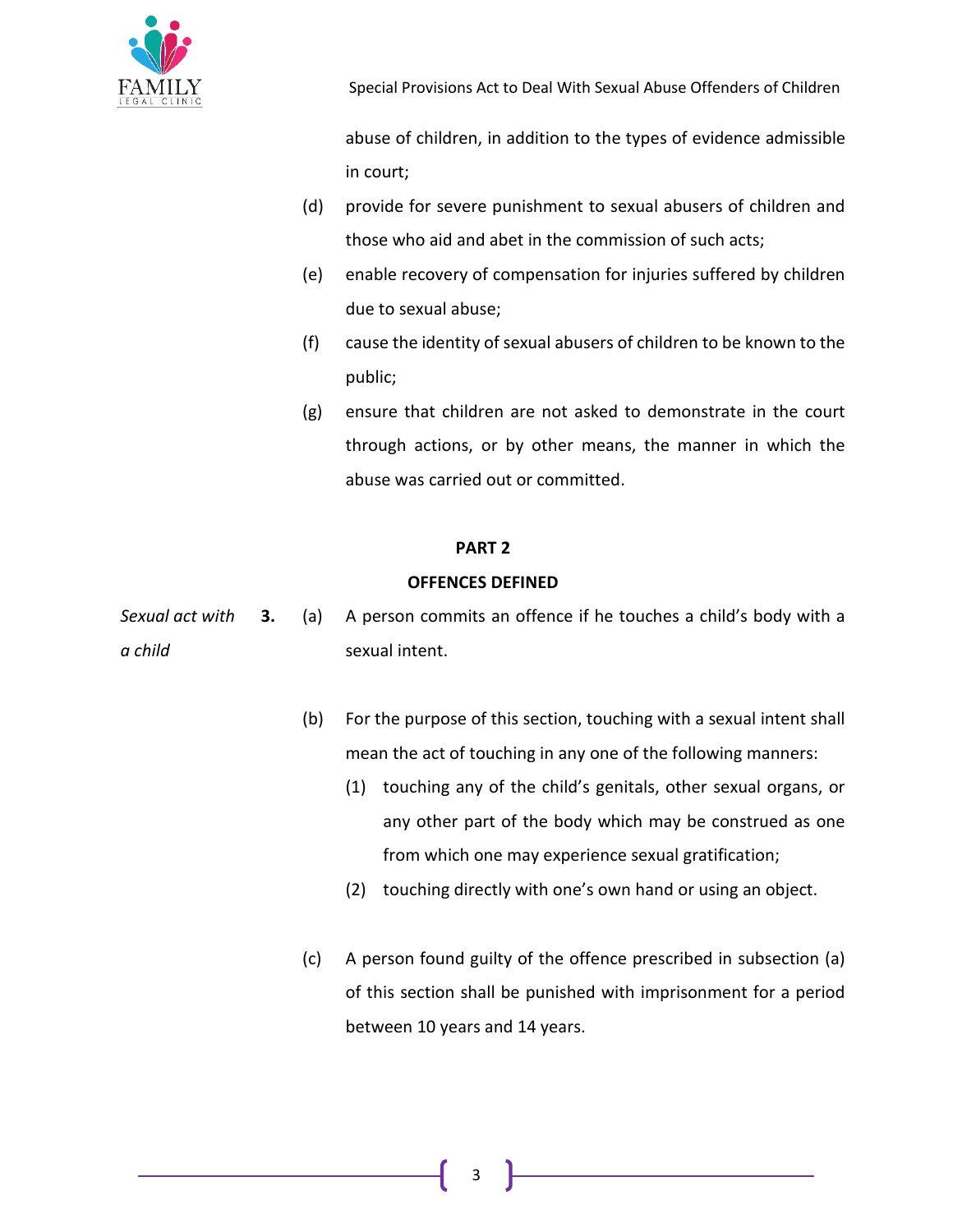abuse of children, in addition to the types of evidence admissible in court;

(d) provide for severe punishment to sexual abusers of children and those who aid and abet in the commission of such acts;

(e) enable recovery of compensation for injuries suffered by children due to sexual abuse;

(f) cause the identity of sexual abusers of children to be known to the public;

(g) ensure that children are not asked to demonstrate in the court through actions, or by other means, the manner in which the abuse was carried out or committed.

## PART 2

## OFFENCES DEFINED

*Sexual act with a child*

**3.** (a) A person commits an offence if he touches a child's body with a sexual intent.

(b) For the purpose of this section, touching with a sexual intent shall mean the act of touching in any one of the following manners:

(1) touching any of the child's genitals, other sexual organs, or any other part of the body which may be construed as one from which one may experience sexual gratification;

(2) touching directly with one's own hand or using an object.

(c) A person found guilty of the offence prescribed in subsection (a) of this section shall be punished with imprisonment for a period between 10 years and 14 years.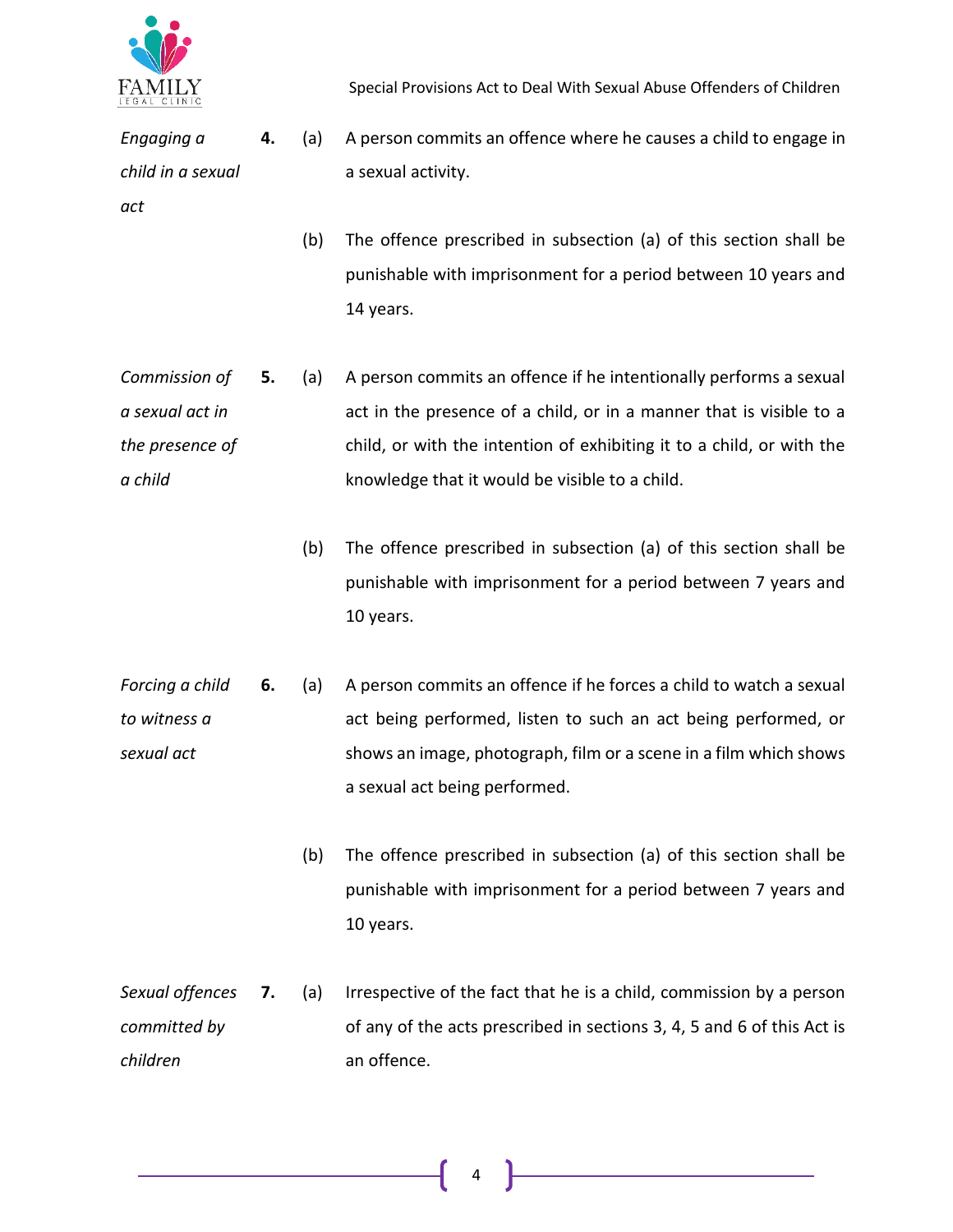*Engaging a child in a sexual act*

**4.** (a) A person commits an offence where he causes a child to engage in a sexual activity.

(b) The offence prescribed in subsection (a) of this section shall be punishable with imprisonment for a period between 10 years and 14 years.

*Commission of a sexual act in the presence of a child*

**5.** (a) A person commits an offence if he intentionally performs a sexual act in the presence of a child, or in a manner that is visible to a child, or with the intention of exhibiting it to a child, or with the knowledge that it would be visible to a child.

(b) The offence prescribed in subsection (a) of this section shall be punishable with imprisonment for a period between 7 years and 10 years.

*Forcing a child to witness a sexual act*

**6.** (a) A person commits an offence if he forces a child to watch a sexual act being performed, listen to such an act being performed, or shows an image, photograph, film or a scene in a film which shows a sexual act being performed.

(b) The offence prescribed in subsection (a) of this section shall be punishable with imprisonment for a period between 7 years and 10 years.

*Sexual offences committed by children*

**7.** (a) Irrespective of the fact that he is a child, commission by a person of any of the acts prescribed in sections 3, 4, 5 and 6 of this Act is an offence.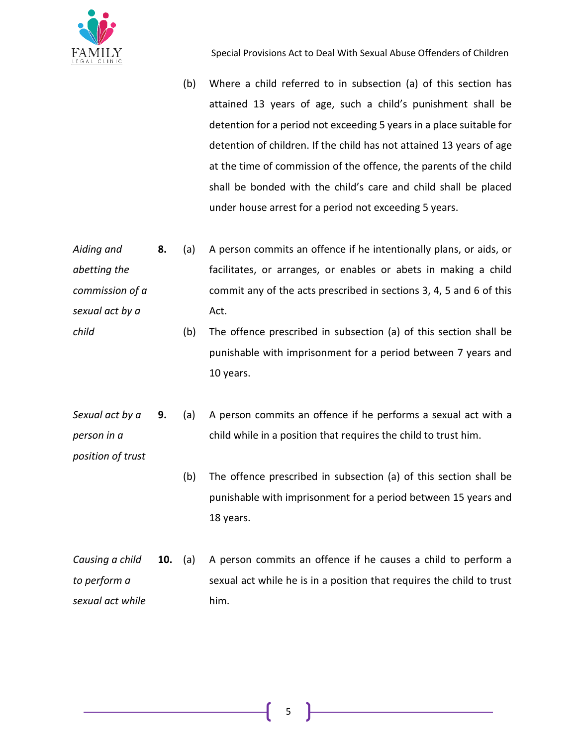(b) Where a child referred to in subsection (a) of this section has attained 13 years of age, such a child's punishment shall be detention for a period not exceeding 5 years in a place suitable for detention of children. If the child has not attained 13 years of age at the time of commission of the offence, the parents of the child shall be bonded with the child's care and child shall be placed under house arrest for a period not exceeding 5 years.

*Aiding and abetting the commission of a sexual act by a child*

**8.** (a) A person commits an offence if he intentionally plans, or aids, or facilitates, or arranges, or enables or abets in making a child commit any of the acts prescribed in sections 3, 4, 5 and 6 of this Act.

(b) The offence prescribed in subsection (a) of this section shall be punishable with imprisonment for a period between 7 years and 10 years.

*Sexual act by a person in a position of trust*

**9.** (a) A person commits an offence if he performs a sexual act with a child while in a position that requires the child to trust him.

(b) The offence prescribed in subsection (a) of this section shall be punishable with imprisonment for a period between 15 years and 18 years.

*Causing a child to perform a sexual act while*

**10.** (a) A person commits an offence if he causes a child to perform a sexual act while he is in a position that requires the child to trust him.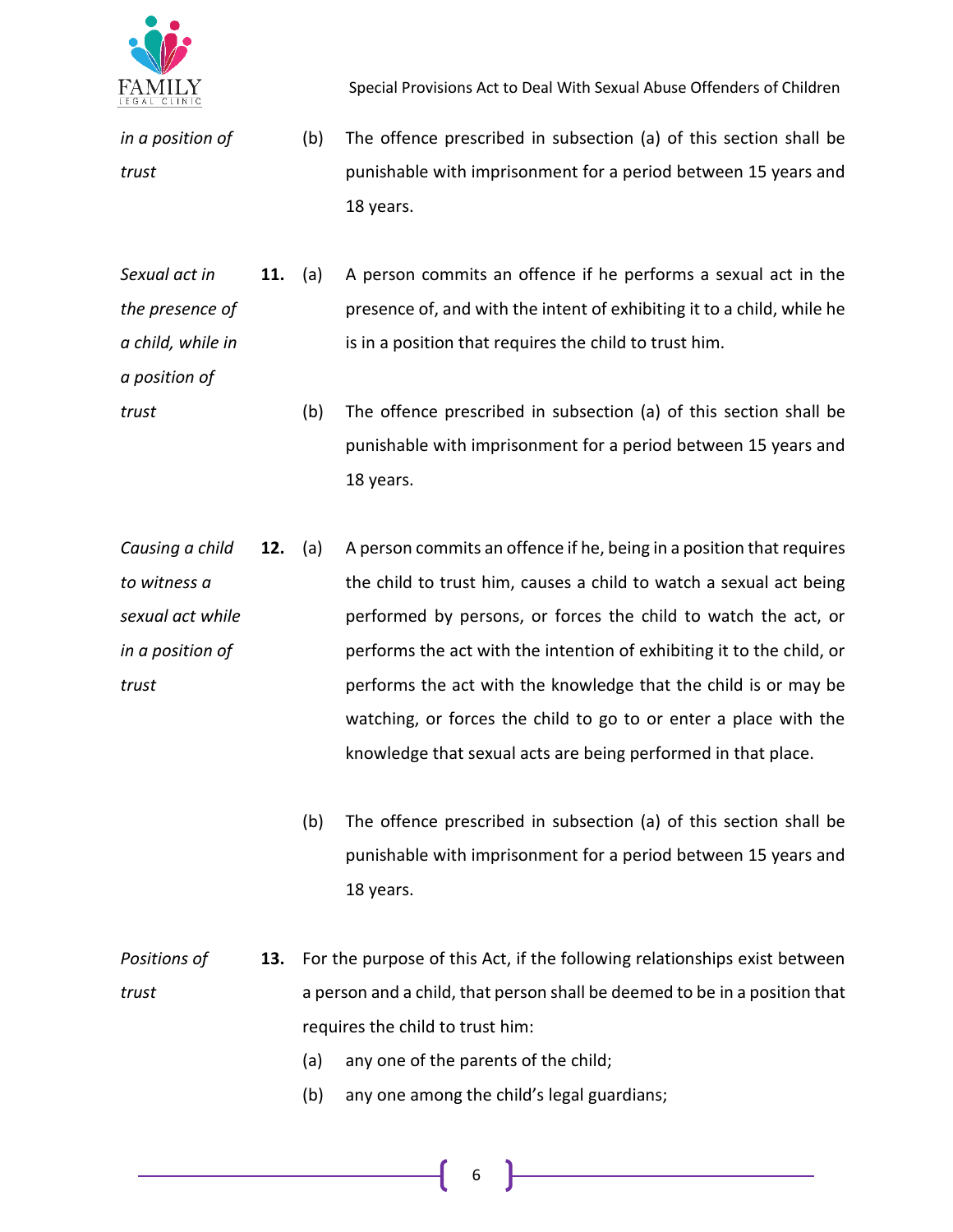*in a position of trust*

(b) The offence prescribed in subsection (a) of this section shall be punishable with imprisonment for a period between 15 years and 18 years.

*Sexual act in the presence of a child, while in a position of trust*

**11.** (a) A person commits an offence if he performs a sexual act in the presence of, and with the intent of exhibiting it to a child, while he is in a position that requires the child to trust him.

(b) The offence prescribed in subsection (a) of this section shall be punishable with imprisonment for a period between 15 years and 18 years.

*Causing a child to witness a sexual act while in a position of trust*

**12.** (a) A person commits an offence if he, being in a position that requires the child to trust him, causes a child to watch a sexual act being performed by persons, or forces the child to watch the act, or performs the act with the intention of exhibiting it to the child, or performs the act with the knowledge that the child is or may be watching, or forces the child to go to or enter a place with the knowledge that sexual acts are being performed in that place.

(b) The offence prescribed in subsection (a) of this section shall be punishable with imprisonment for a period between 15 years and 18 years.

*Positions of trust*

**13.** For the purpose of this Act, if the following relationships exist between a person and a child, that person shall be deemed to be in a position that requires the child to trust him:

(a) any one of the parents of the child;

(b) any one among the child's legal guardians;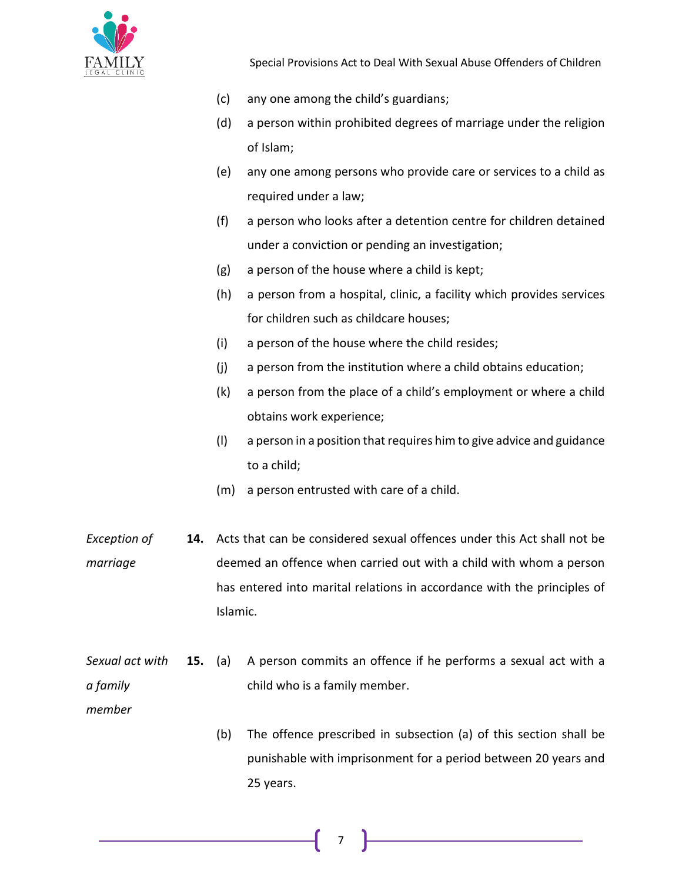(c) any one among the child's guardians;

(d) a person within prohibited degrees of marriage under the religion of Islam;

(e) any one among persons who provide care or services to a child as required under a law;

(f) a person who looks after a detention centre for children detained under a conviction or pending an investigation;

(g) a person of the house where a child is kept;

(h) a person from a hospital, clinic, a facility which provides services for children such as childcare houses;

(i) a person of the house where the child resides;

(j) a person from the institution where a child obtains education;

(k) a person from the place of a child's employment or where a child obtains work experience;

(l) a person in a position that requires him to give advice and guidance to a child;

(m) a person entrusted with care of a child.

*Exception of marriage*

**14.** Acts that can be considered sexual offences under this Act shall not be deemed an offence when carried out with a child with whom a person has entered into marital relations in accordance with the principles of Islamic.

*Sexual act with a family member*

**15.** (a) A person commits an offence if he performs a sexual act with a child who is a family member.

(b) The offence prescribed in subsection (a) of this section shall be punishable with imprisonment for a period between 20 years and 25 years.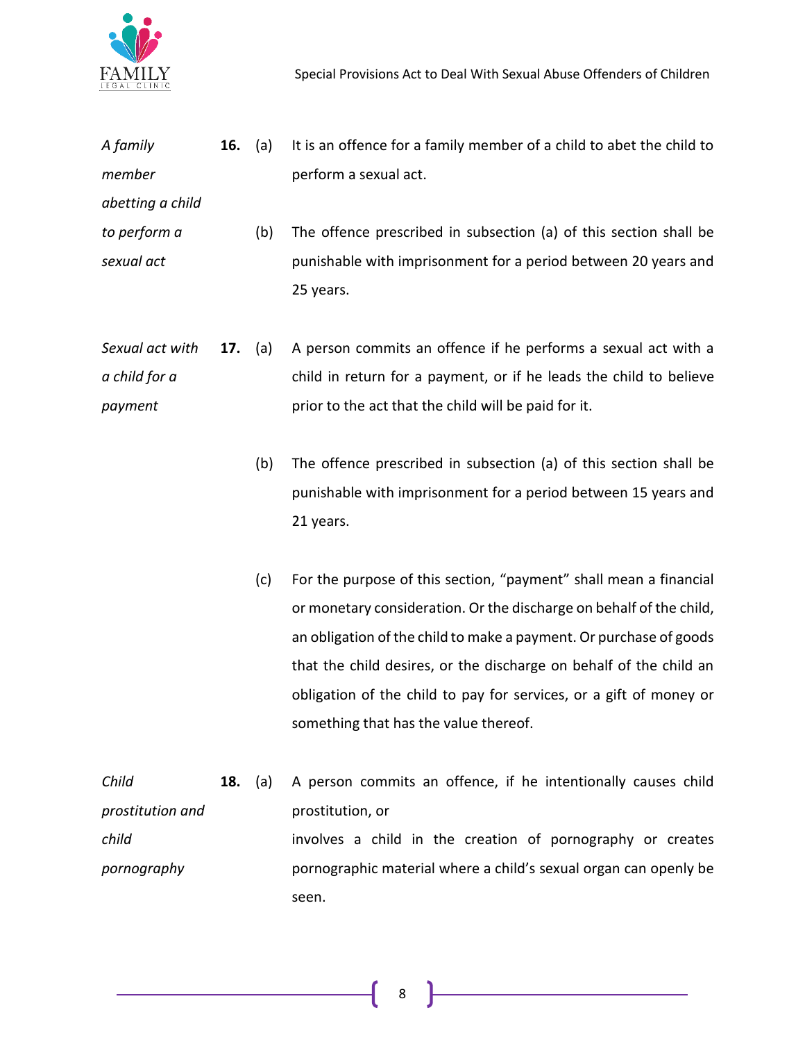*A family member abetting a child to perform a sexual act*

**16.** (a) It is an offence for a family member of a child to abet the child to perform a sexual act.

(b) The offence prescribed in subsection (a) of this section shall be punishable with imprisonment for a period between 20 years and 25 years.

*Sexual act with a child for a payment*

**17.** (a) A person commits an offence if he performs a sexual act with a child in return for a payment, or if he leads the child to believe prior to the act that the child will be paid for it.

(b) The offence prescribed in subsection (a) of this section shall be punishable with imprisonment for a period between 15 years and 21 years.

(c) For the purpose of this section, "payment" shall mean a financial or monetary consideration. Or the discharge on behalf of the child, an obligation of the child to make a payment. Or purchase of goods that the child desires, or the discharge on behalf of the child an obligation of the child to pay for services, or a gift of money or something that has the value thereof.

*Child prostitution and child pornography*

**18.** (a) A person commits an offence, if he intentionally causes child prostitution, or

involves a child in the creation of pornography or creates pornographic material where a child's sexual organ can openly be seen.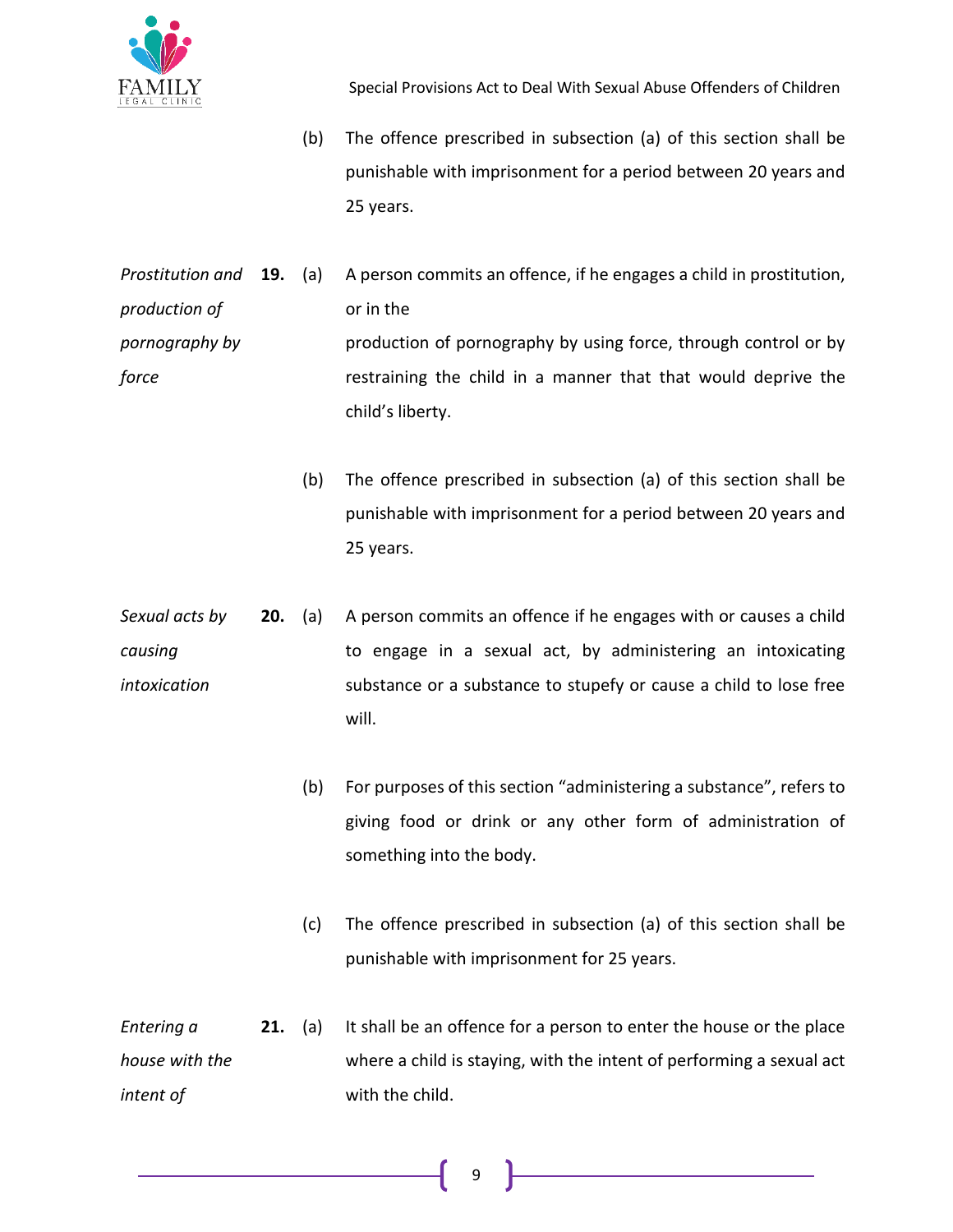(b) The offence prescribed in subsection (a) of this section shall be punishable with imprisonment for a period between 20 years and 25 years.

*Prostitution and production of pornography by force*

**19.** (a) A person commits an offence, if he engages a child in prostitution, or in the production of pornography by using force, through control or by restraining the child in a manner that that would deprive the child's liberty.

(b) The offence prescribed in subsection (a) of this section shall be punishable with imprisonment for a period between 20 years and 25 years.

*Sexual acts by causing intoxication*

**20.** (a) A person commits an offence if he engages with or causes a child to engage in a sexual act, by administering an intoxicating substance or a substance to stupefy or cause a child to lose free will.

(b) For purposes of this section "administering a substance", refers to giving food or drink or any other form of administration of something into the body.

(c) The offence prescribed in subsection (a) of this section shall be punishable with imprisonment for 25 years.

*Entering a house with the intent of*

**21.** (a) It shall be an offence for a person to enter the house or the place where a child is staying, with the intent of performing a sexual act with the child.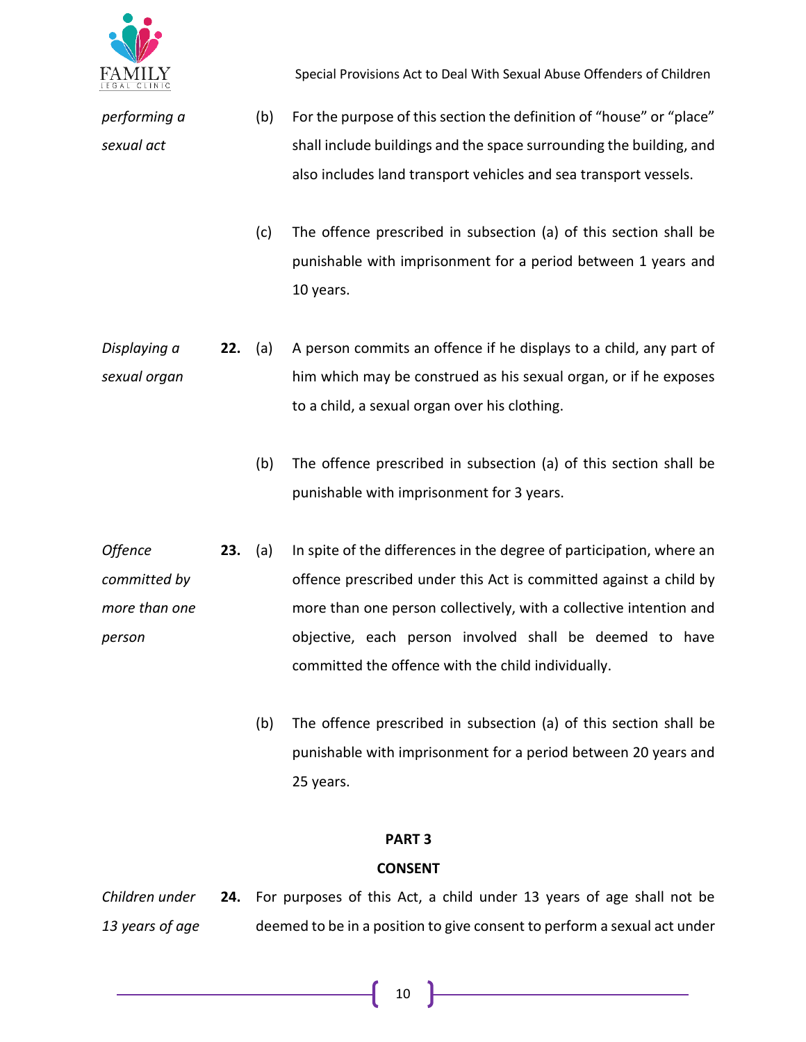*performing a sexual act*

(b) For the purpose of this section the definition of "house" or "place" shall include buildings and the space surrounding the building, and also includes land transport vehicles and sea transport vessels.

(c) The offence prescribed in subsection (a) of this section shall be punishable with imprisonment for a period between 1 years and 10 years.

*Displaying a sexual organ*

**22.** (a) A person commits an offence if he displays to a child, any part of him which may be construed as his sexual organ, or if he exposes to a child, a sexual organ over his clothing.

(b) The offence prescribed in subsection (a) of this section shall be punishable with imprisonment for 3 years.

*Offence committed by more than one person*

**23.** (a) In spite of the differences in the degree of participation, where an offence prescribed under this Act is committed against a child by more than one person collectively, with a collective intention and objective, each person involved shall be deemed to have committed the offence with the child individually.

(b) The offence prescribed in subsection (a) of this section shall be punishable with imprisonment for a period between 20 years and 25 years.

## PART 3

## CONSENT

*Children under 13 years of age*

**24.** For purposes of this Act, a child under 13 years of age shall not be deemed to be in a position to give consent to perform a sexual act under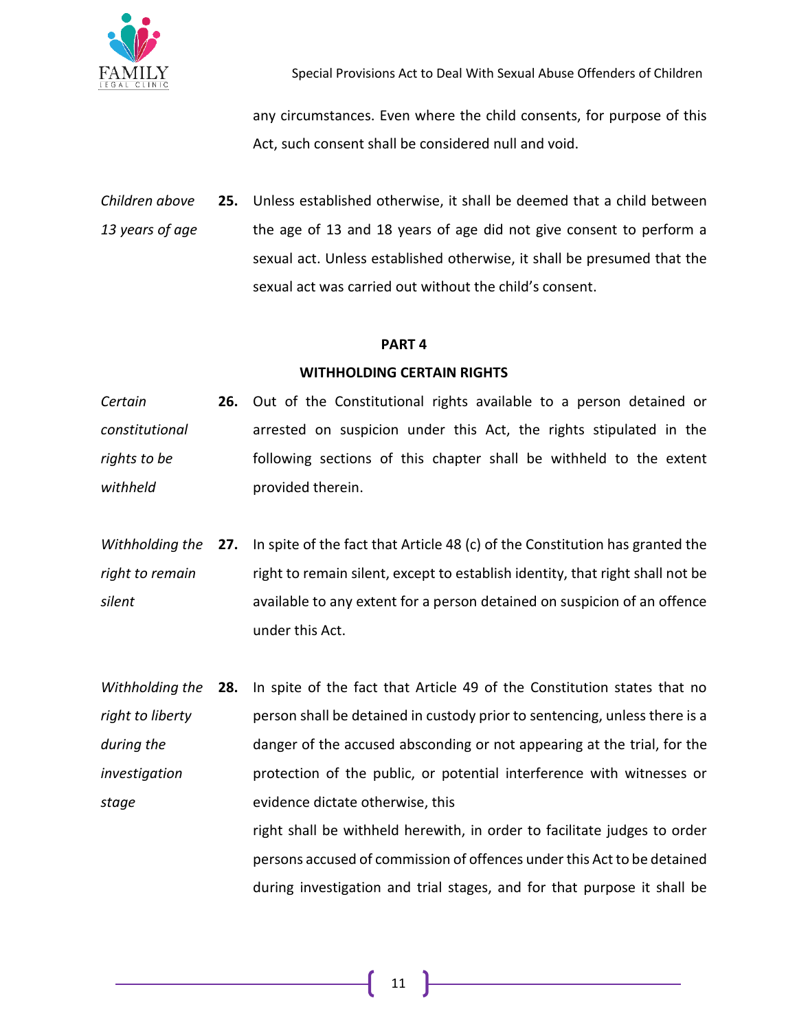any circumstances. Even where the child consents, for purpose of this Act, such consent shall be considered null and void.

*Children above 13 years of age*

**25.** Unless established otherwise, it shall be deemed that a child between the age of 13 and 18 years of age did not give consent to perform a sexual act. Unless established otherwise, it shall be presumed that the sexual act was carried out without the child's consent.

## PART 4

## WITHHOLDING CERTAIN RIGHTS

*Certain constitutional rights to be withheld*

**26.** Out of the Constitutional rights available to a person detained or arrested on suspicion under this Act, the rights stipulated in the following sections of this chapter shall be withheld to the extent provided therein.

*Withholding the right to remain silent*

**27.** In spite of the fact that Article 48 (c) of the Constitution has granted the right to remain silent, except to establish identity, that right shall not be available to any extent for a person detained on suspicion of an offence under this Act.

*Withholding the right to liberty during the investigation stage*

**28.** In spite of the fact that Article 49 of the Constitution states that no person shall be detained in custody prior to sentencing, unless there is a danger of the accused absconding or not appearing at the trial, for the protection of the public, or potential interference with witnesses or evidence dictate otherwise, this right shall be withheld herewith, in order to facilitate judges to order persons accused of commission of offences under this Act to be detained during investigation and trial stages, and for that purpose it shall be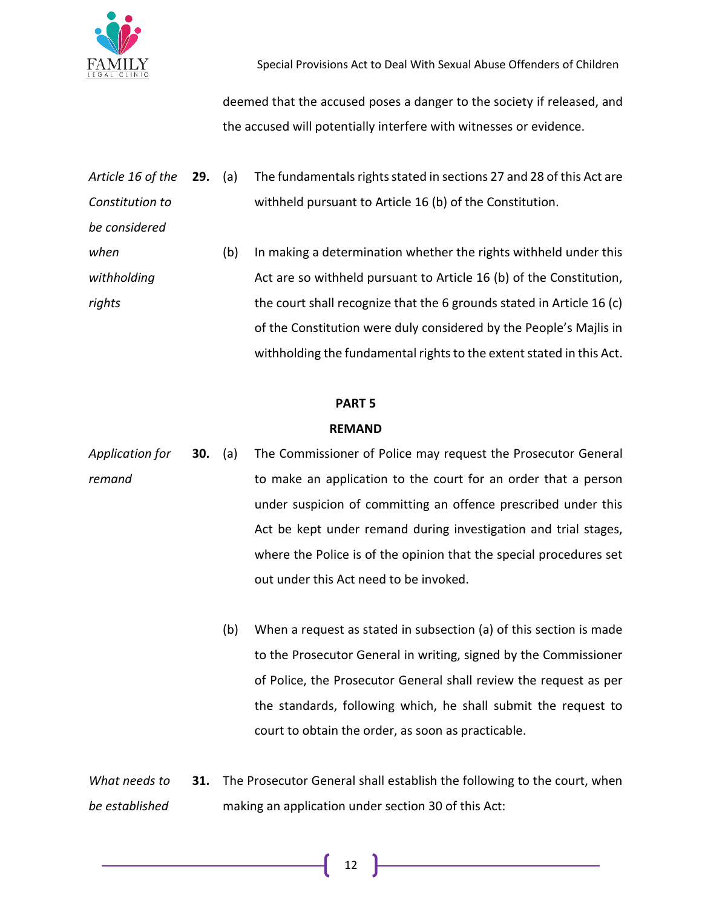deemed that the accused poses a danger to the society if released, and the accused will potentially interfere with witnesses or evidence.

*Article 16 of the Constitution to be considered when withholding rights*

**29.** (a) The fundamentals rights stated in sections 27 and 28 of this Act are withheld pursuant to Article 16 (b) of the Constitution.

(b) In making a determination whether the rights withheld under this Act are so withheld pursuant to Article 16 (b) of the Constitution, the court shall recognize that the 6 grounds stated in Article 16 (c) of the Constitution were duly considered by the People's Majlis in withholding the fundamental rights to the extent stated in this Act.

## PART 5

## REMAND

*Application for remand*

**30.** (a) The Commissioner of Police may request the Prosecutor General to make an application to the court for an order that a person under suspicion of committing an offence prescribed under this Act be kept under remand during investigation and trial stages, where the Police is of the opinion that the special procedures set out under this Act need to be invoked.

(b) When a request as stated in subsection (a) of this section is made to the Prosecutor General in writing, signed by the Commissioner of Police, the Prosecutor General shall review the request as per the standards, following which, he shall submit the request to court to obtain the order, as soon as practicable.

*What needs to be established*

**31.** The Prosecutor General shall establish the following to the court, when making an application under section 30 of this Act: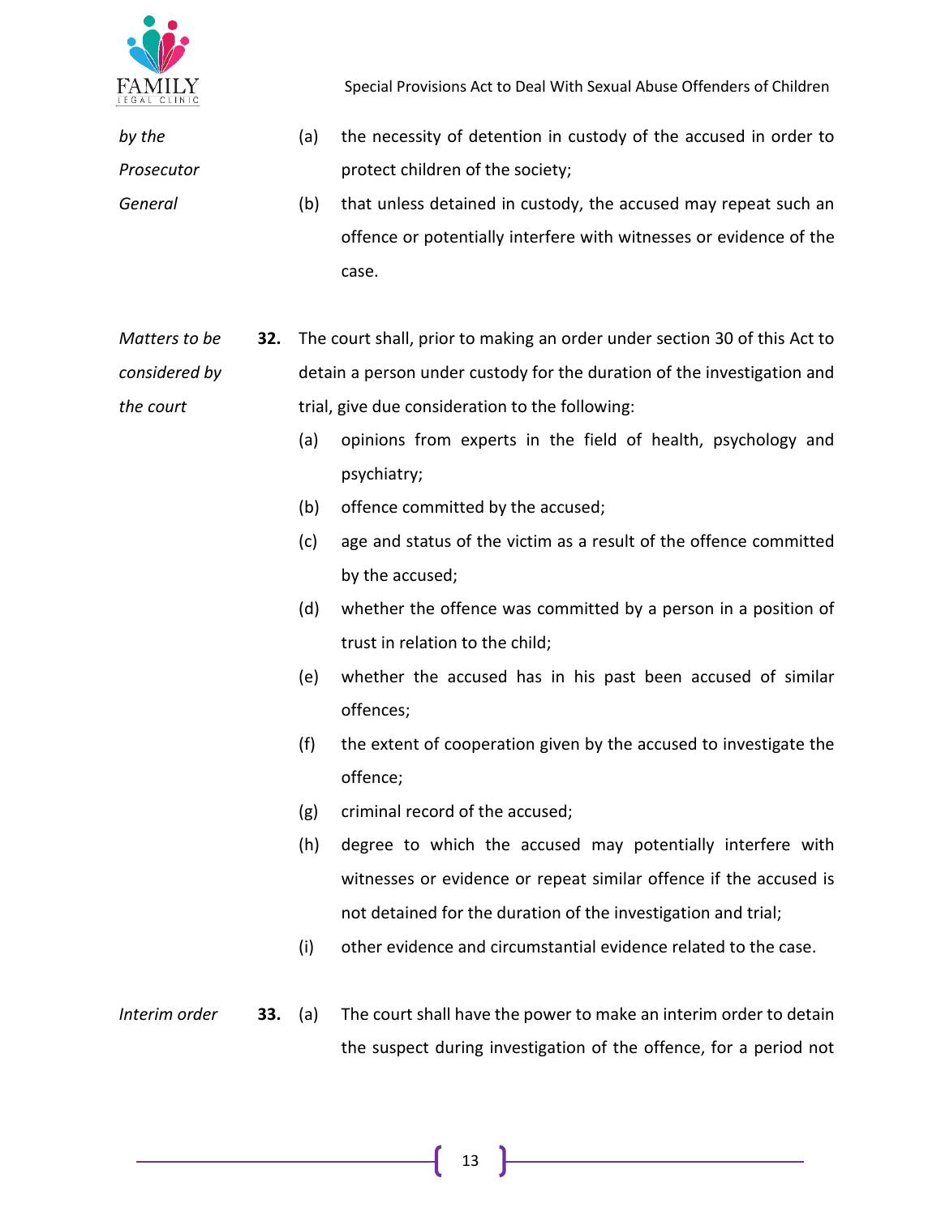*by the Prosecutor General*

(a) the necessity of detention in custody of the accused in order to protect children of the society;

(b) that unless detained in custody, the accused may repeat such an offence or potentially interfere with witnesses or evidence of the case.

*Matters to be considered by the court*

**32.** The court shall, prior to making an order under section 30 of this Act to detain a person under custody for the duration of the investigation and trial, give due consideration to the following:

(a) opinions from experts in the field of health, psychology and psychiatry;

(b) offence committed by the accused;

(c) age and status of the victim as a result of the offence committed by the accused;

(d) whether the offence was committed by a person in a position of trust in relation to the child;

(e) whether the accused has in his past been accused of similar offences;

(f) the extent of cooperation given by the accused to investigate the offence;

(g) criminal record of the accused;

(h) degree to which the accused may potentially interfere with witnesses or evidence or repeat similar offence if the accused is not detained for the duration of the investigation and trial;

(i) other evidence and circumstantial evidence related to the case.

*Interim order*

**33.** (a) The court shall have the power to make an interim order to detain the suspect during investigation of the offence, for a period not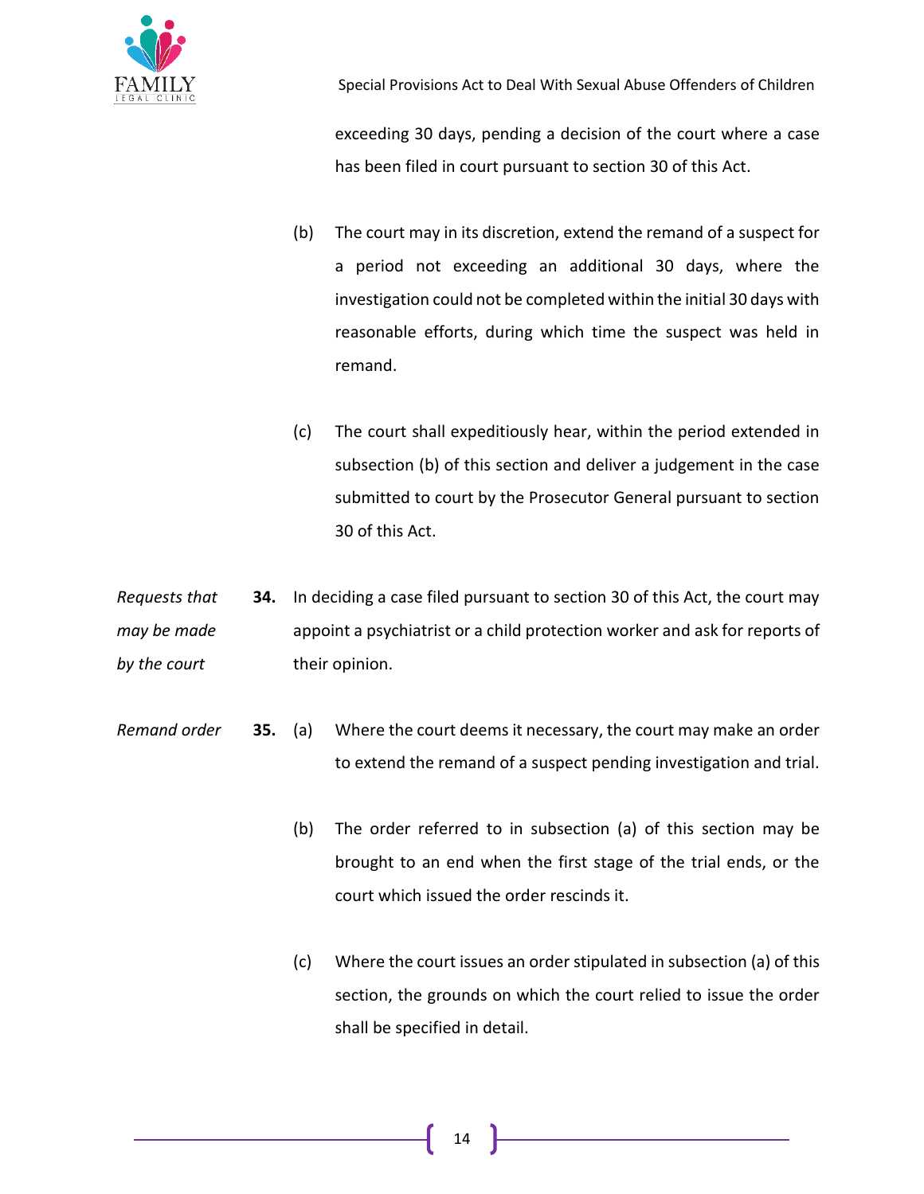exceeding 30 days, pending a decision of the court where a case has been filed in court pursuant to section 30 of this Act.

(b) The court may in its discretion, extend the remand of a suspect for a period not exceeding an additional 30 days, where the investigation could not be completed within the initial 30 days with reasonable efforts, during which time the suspect was held in remand.

(c) The court shall expeditiously hear, within the period extended in subsection (b) of this section and deliver a judgement in the case submitted to court by the Prosecutor General pursuant to section 30 of this Act.

*Requests that may be made by the court*

**34.** In deciding a case filed pursuant to section 30 of this Act, the court may appoint a psychiatrist or a child protection worker and ask for reports of their opinion.

*Remand order*

**35.** (a) Where the court deems it necessary, the court may make an order to extend the remand of a suspect pending investigation and trial.

(b) The order referred to in subsection (a) of this section may be brought to an end when the first stage of the trial ends, or the court which issued the order rescinds it.

(c) Where the court issues an order stipulated in subsection (a) of this section, the grounds on which the court relied to issue the order shall be specified in detail.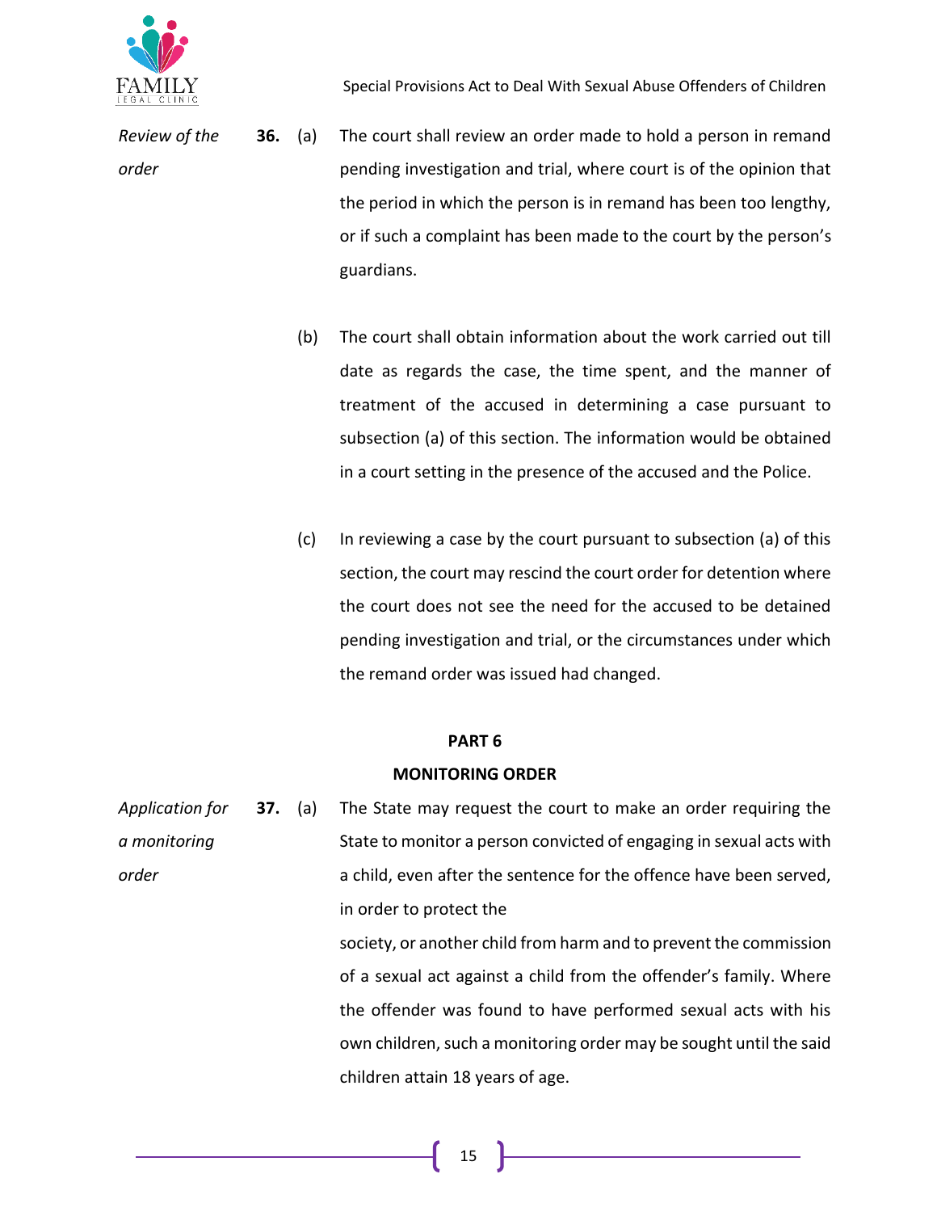*Review of the order*

**36.** (a) The court shall review an order made to hold a person in remand pending investigation and trial, where court is of the opinion that the period in which the person is in remand has been too lengthy, or if such a complaint has been made to the court by the person's guardians.

(b) The court shall obtain information about the work carried out till date as regards the case, the time spent, and the manner of treatment of the accused in determining a case pursuant to subsection (a) of this section. The information would be obtained in a court setting in the presence of the accused and the Police.

(c) In reviewing a case by the court pursuant to subsection (a) of this section, the court may rescind the court order for detention where the court does not see the need for the accused to be detained pending investigation and trial, or the circumstances under which the remand order was issued had changed.

## PART 6

## MONITORING ORDER

*Application for a monitoring order*

**37.** (a) The State may request the court to make an order requiring the State to monitor a person convicted of engaging in sexual acts with a child, even after the sentence for the offence have been served, in order to protect the society, or another child from harm and to prevent the commission of a sexual act against a child from the offender's family. Where the offender was found to have performed sexual acts with his own children, such a monitoring order may be sought until the said children attain 18 years of age.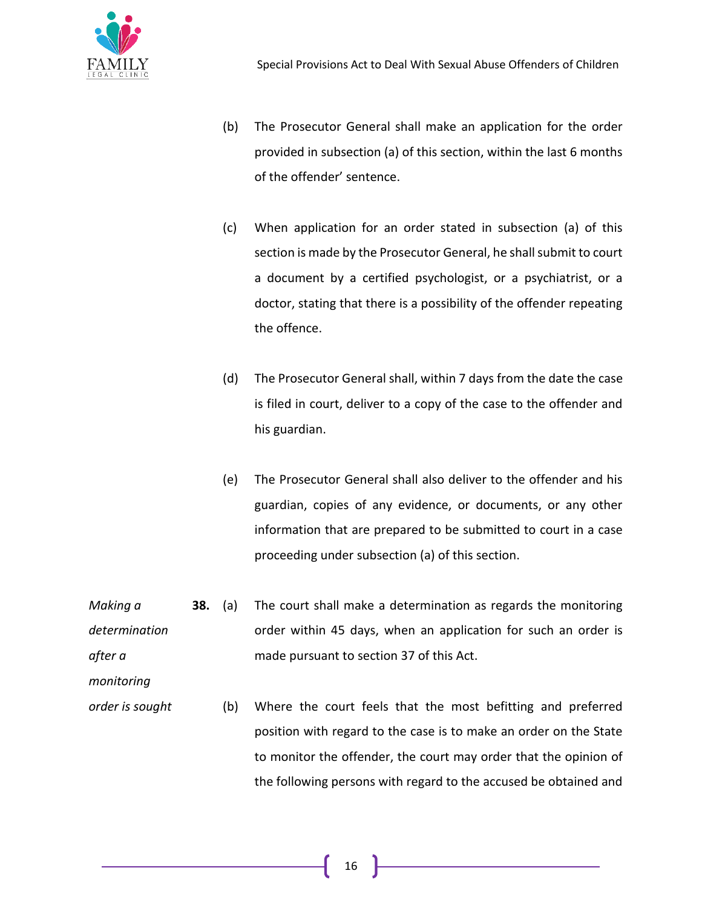(b) The Prosecutor General shall make an application for the order provided in subsection (a) of this section, within the last 6 months of the offender' sentence.

(c) When application for an order stated in subsection (a) of this section is made by the Prosecutor General, he shall submit to court a document by a certified psychologist, or a psychiatrist, or a doctor, stating that there is a possibility of the offender repeating the offence.

(d) The Prosecutor General shall, within 7 days from the date the case is filed in court, deliver to a copy of the case to the offender and his guardian.

(e) The Prosecutor General shall also deliver to the offender and his guardian, copies of any evidence, or documents, or any other information that are prepared to be submitted to court in a case proceeding under subsection (a) of this section.

*Making a determination after a monitoring order is sought*

**38.** (a) The court shall make a determination as regards the monitoring order within 45 days, when an application for such an order is made pursuant to section 37 of this Act.

(b) Where the court feels that the most befitting and preferred position with regard to the case is to make an order on the State to monitor the offender, the court may order that the opinion of the following persons with regard to the accused be obtained and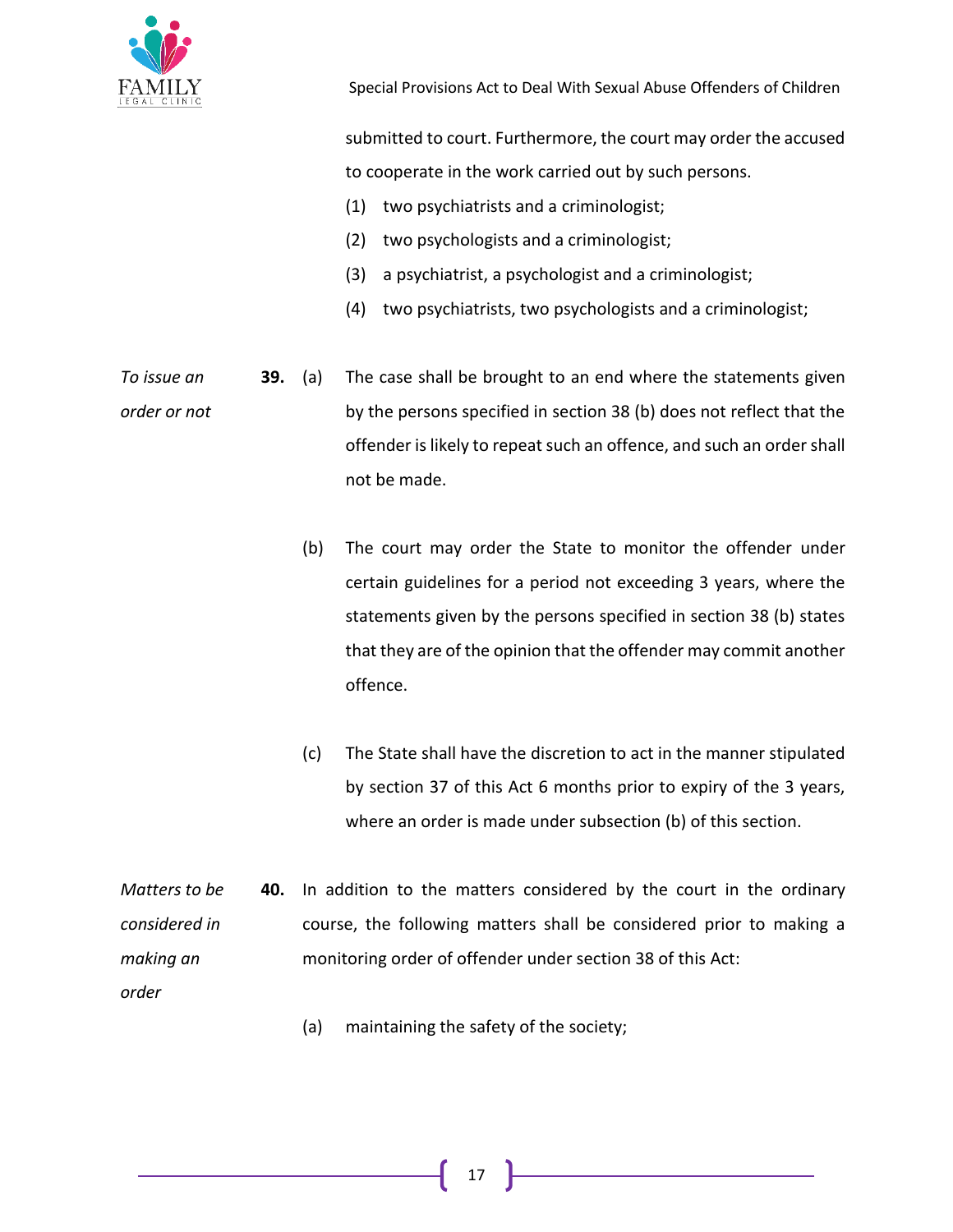submitted to court. Furthermore, the court may order the accused to cooperate in the work carried out by such persons.

(1) two psychiatrists and a criminologist;

(2) two psychologists and a criminologist;

(3) a psychiatrist, a psychologist and a criminologist;

(4) two psychiatrists, two psychologists and a criminologist;

*To issue an order or not*

**39.** (a) The case shall be brought to an end where the statements given by the persons specified in section 38 (b) does not reflect that the offender is likely to repeat such an offence, and such an order shall not be made.

(b) The court may order the State to monitor the offender under certain guidelines for a period not exceeding 3 years, where the statements given by the persons specified in section 38 (b) states that they are of the opinion that the offender may commit another offence.

(c) The State shall have the discretion to act in the manner stipulated by section 37 of this Act 6 months prior to expiry of the 3 years, where an order is made under subsection (b) of this section.

*Matters to be considered in making an order*

**40.** In addition to the matters considered by the court in the ordinary course, the following matters shall be considered prior to making a monitoring order of offender under section 38 of this Act:

(a) maintaining the safety of the society;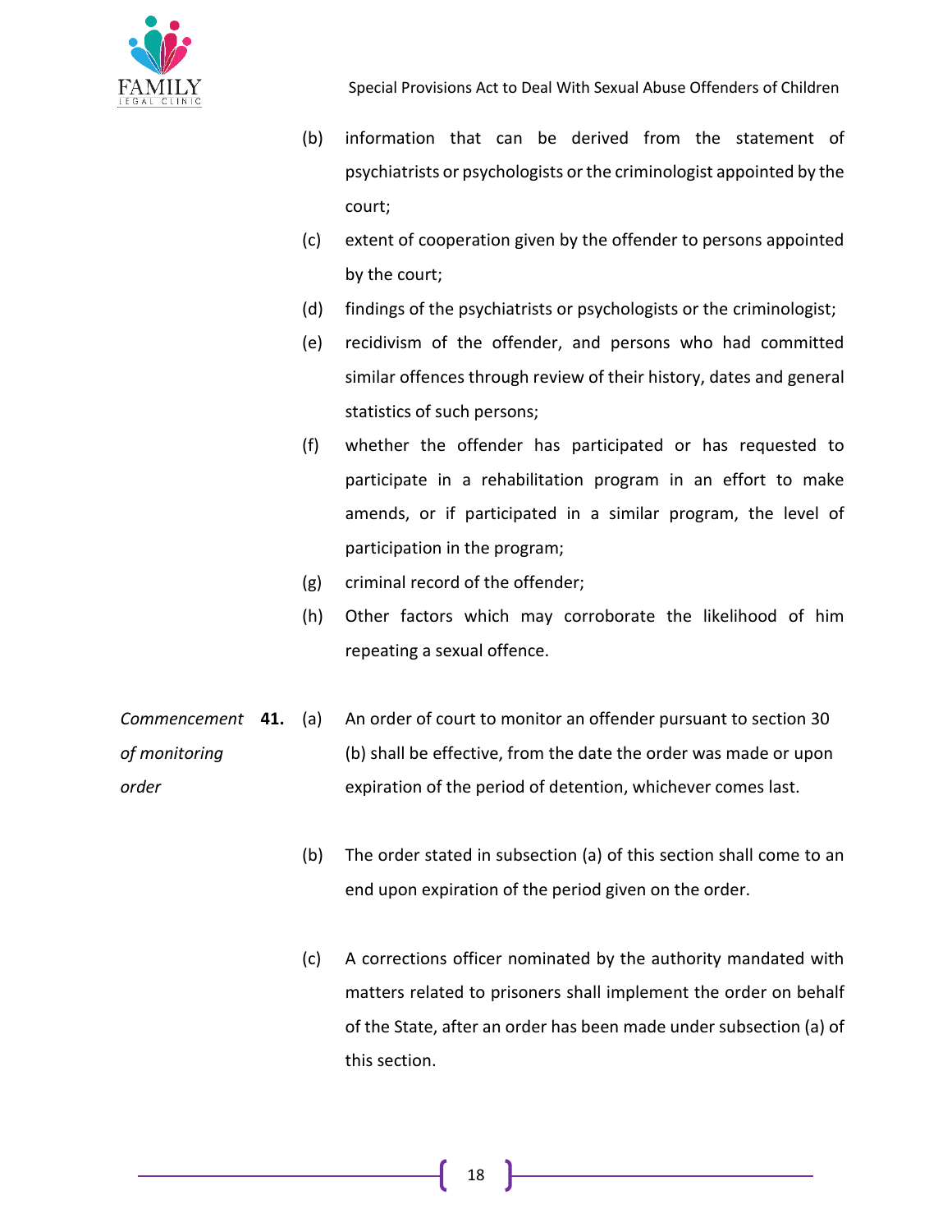(b) information that can be derived from the statement of psychiatrists or psychologists or the criminologist appointed by the court;

(c) extent of cooperation given by the offender to persons appointed by the court;

(d) findings of the psychiatrists or psychologists or the criminologist;

(e) recidivism of the offender, and persons who had committed similar offences through review of their history, dates and general statistics of such persons;

(f) whether the offender has participated or has requested to participate in a rehabilitation program in an effort to make amends, or if participated in a similar program, the level of participation in the program;

(g) criminal record of the offender;

(h) Other factors which may corroborate the likelihood of him repeating a sexual offence.

*Commencement of monitoring order*

**41.** (a) An order of court to monitor an offender pursuant to section 30 (b) shall be effective, from the date the order was made or upon expiration of the period of detention, whichever comes last.

(b) The order stated in subsection (a) of this section shall come to an end upon expiration of the period given on the order.

(c) A corrections officer nominated by the authority mandated with matters related to prisoners shall implement the order on behalf of the State, after an order has been made under subsection (a) of this section.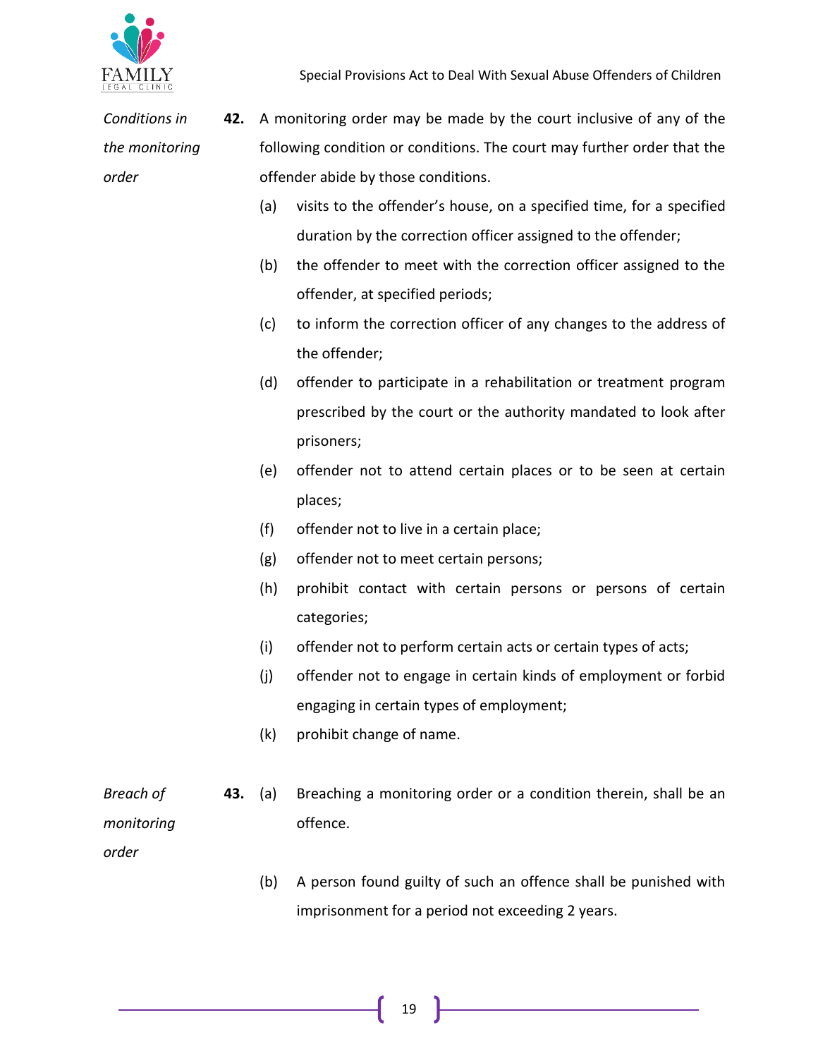*Conditions in the monitoring order*

**42.** A monitoring order may be made by the court inclusive of any of the following condition or conditions. The court may further order that the offender abide by those conditions.

- (a) visits to the offender's house, on a specified time, for a specified duration by the correction officer assigned to the offender;
- (b) the offender to meet with the correction officer assigned to the offender, at specified periods;
- (c) to inform the correction officer of any changes to the address of the offender;
- (d) offender to participate in a rehabilitation or treatment program prescribed by the court or the authority mandated to look after prisoners;
- (e) offender not to attend certain places or to be seen at certain places;
- (f) offender not to live in a certain place;
- (g) offender not to meet certain persons;
- (h) prohibit contact with certain persons or persons of certain categories;
- (i) offender not to perform certain acts or certain types of acts;
- (j) offender not to engage in certain kinds of employment or forbid engaging in certain types of employment;
- (k) prohibit change of name.

*Breach of monitoring order*

**43.** (a) Breaching a monitoring order or a condition therein, shall be an offence.

(b) A person found guilty of such an offence shall be punished with imprisonment for a period not exceeding 2 years.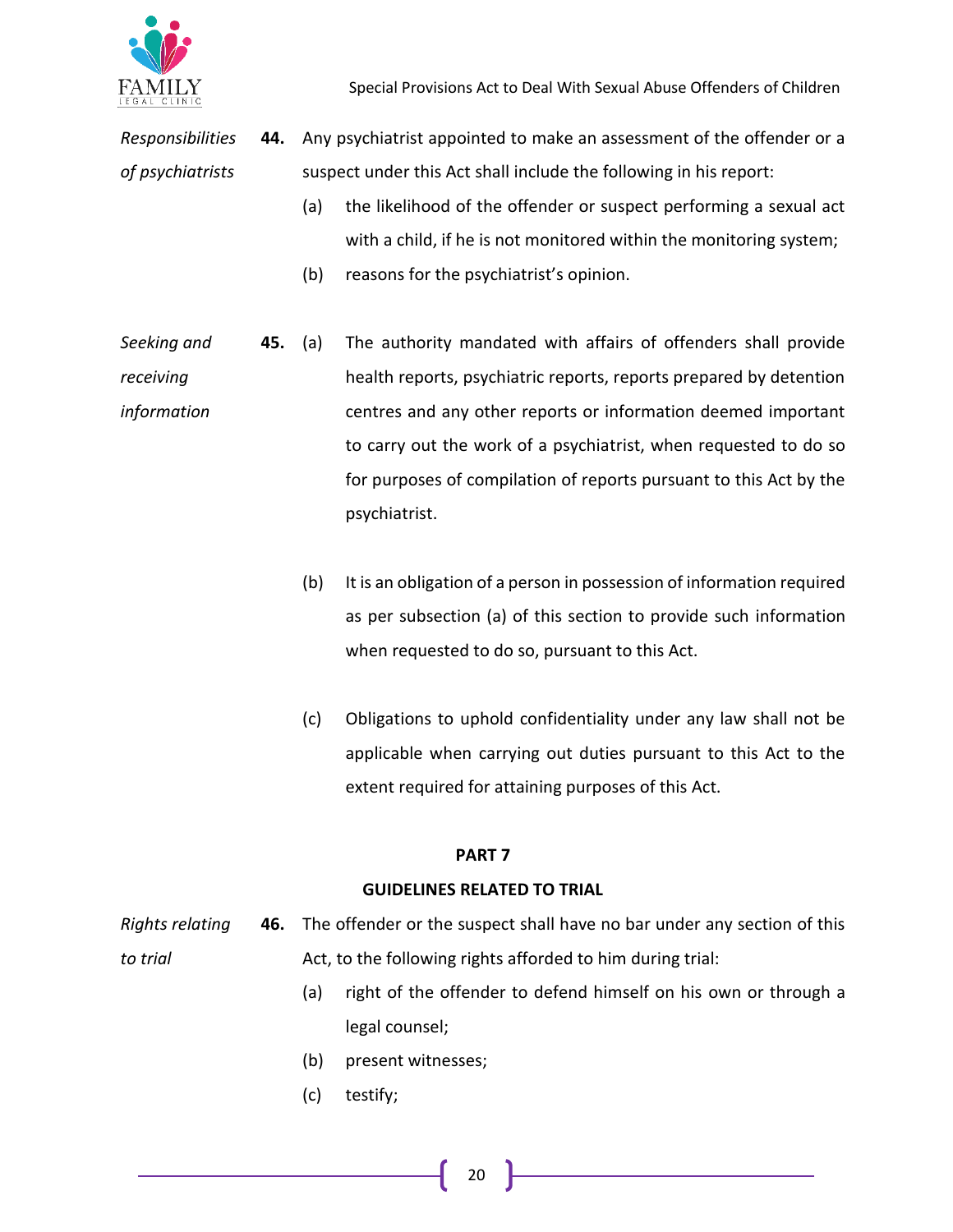*Responsibilities of psychiatrists*

**44.** Any psychiatrist appointed to make an assessment of the offender or a suspect under this Act shall include the following in his report:

(a) the likelihood of the offender or suspect performing a sexual act with a child, if he is not monitored within the monitoring system;

(b) reasons for the psychiatrist's opinion.

*Seeking and receiving information*

**45.** (a) The authority mandated with affairs of offenders shall provide health reports, psychiatric reports, reports prepared by detention centres and any other reports or information deemed important to carry out the work of a psychiatrist, when requested to do so for purposes of compilation of reports pursuant to this Act by the psychiatrist.

(b) It is an obligation of a person in possession of information required as per subsection (a) of this section to provide such information when requested to do so, pursuant to this Act.

(c) Obligations to uphold confidentiality under any law shall not be applicable when carrying out duties pursuant to this Act to the extent required for attaining purposes of this Act.

## PART 7

## GUIDELINES RELATED TO TRIAL

*Rights relating to trial*

**46.** The offender or the suspect shall have no bar under any section of this Act, to the following rights afforded to him during trial:

(a) right of the offender to defend himself on his own or through a legal counsel;

(b) present witnesses;

(c) testify;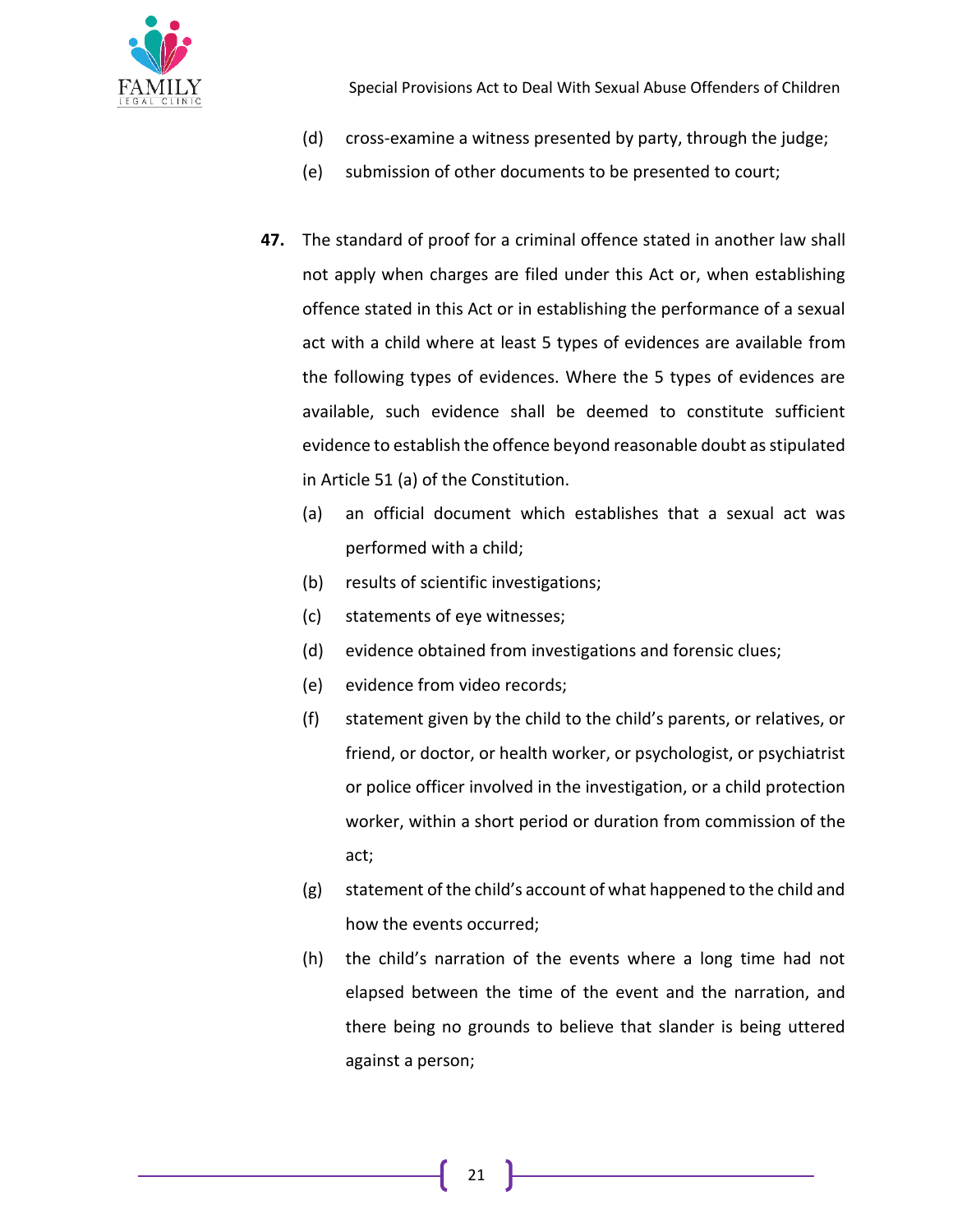(d) cross-examine a witness presented by party, through the judge;

(e) submission of other documents to be presented to court;

**47.** The standard of proof for a criminal offence stated in another law shall not apply when charges are filed under this Act or, when establishing offence stated in this Act or in establishing the performance of a sexual act with a child where at least 5 types of evidences are available from the following types of evidences. Where the 5 types of evidences are available, such evidence shall be deemed to constitute sufficient evidence to establish the offence beyond reasonable doubt as stipulated in Article 51 (a) of the Constitution.

(a) an official document which establishes that a sexual act was performed with a child;

(b) results of scientific investigations;

(c) statements of eye witnesses;

(d) evidence obtained from investigations and forensic clues;

(e) evidence from video records;

(f) statement given by the child to the child's parents, or relatives, or friend, or doctor, or health worker, or psychologist, or psychiatrist or police officer involved in the investigation, or a child protection worker, within a short period or duration from commission of the act;

(g) statement of the child's account of what happened to the child and how the events occurred;

(h) the child's narration of the events where a long time had not elapsed between the time of the event and the narration, and there being no grounds to believe that slander is being uttered against a person;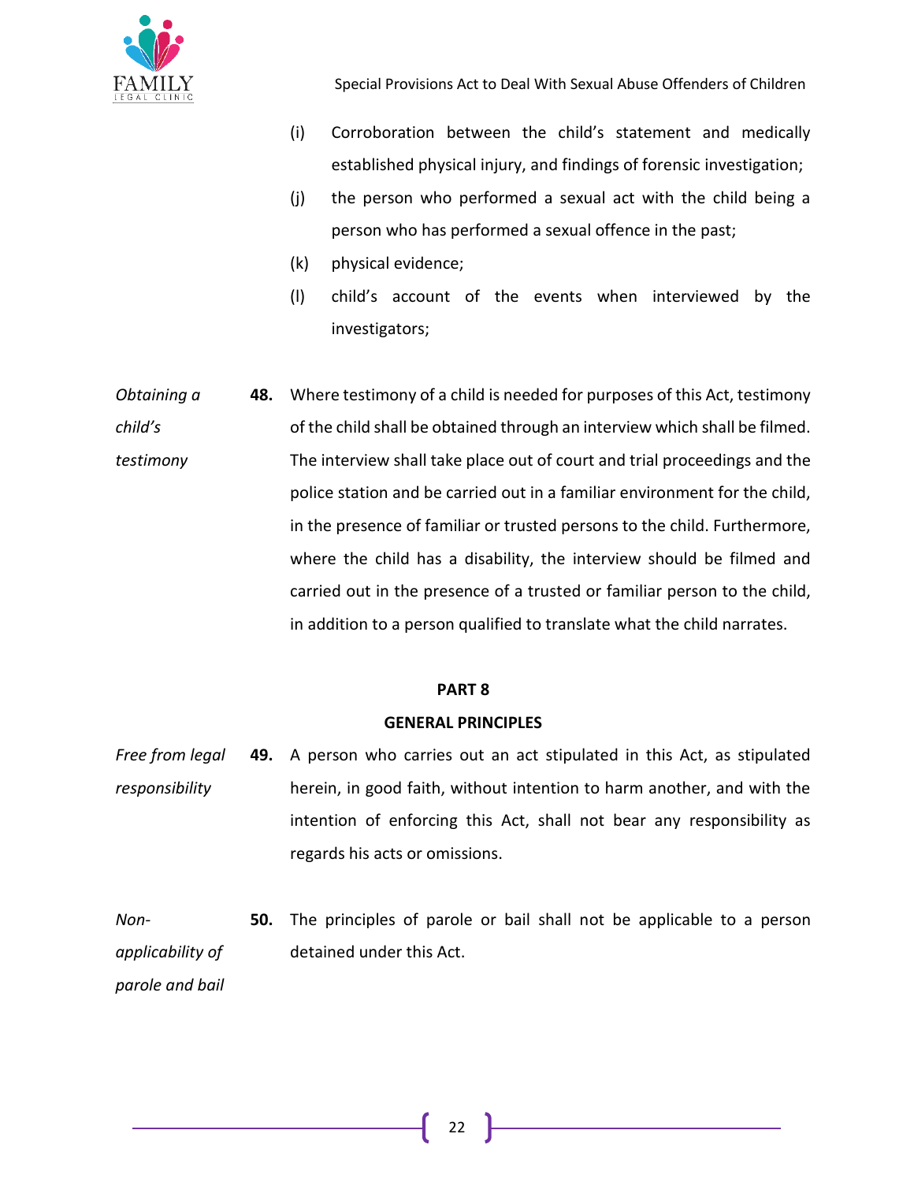(i) Corroboration between the child's statement and medically established physical injury, and findings of forensic investigation;

(j) the person who performed a sexual act with the child being a person who has performed a sexual offence in the past;

(k) physical evidence;

(l) child's account of the events when interviewed by the investigators;

*Obtaining a child's testimony*

**48.** Where testimony of a child is needed for purposes of this Act, testimony of the child shall be obtained through an interview which shall be filmed. The interview shall take place out of court and trial proceedings and the police station and be carried out in a familiar environment for the child, in the presence of familiar or trusted persons to the child. Furthermore, where the child has a disability, the interview should be filmed and carried out in the presence of a trusted or familiar person to the child, in addition to a person qualified to translate what the child narrates.

## PART 8

## GENERAL PRINCIPLES

*Free from legal responsibility*

**49.** A person who carries out an act stipulated in this Act, as stipulated herein, in good faith, without intention to harm another, and with the intention of enforcing this Act, shall not bear any responsibility as regards his acts or omissions.

*Non-applicability of parole and bail*

**50.** The principles of parole or bail shall not be applicable to a person detained under this Act.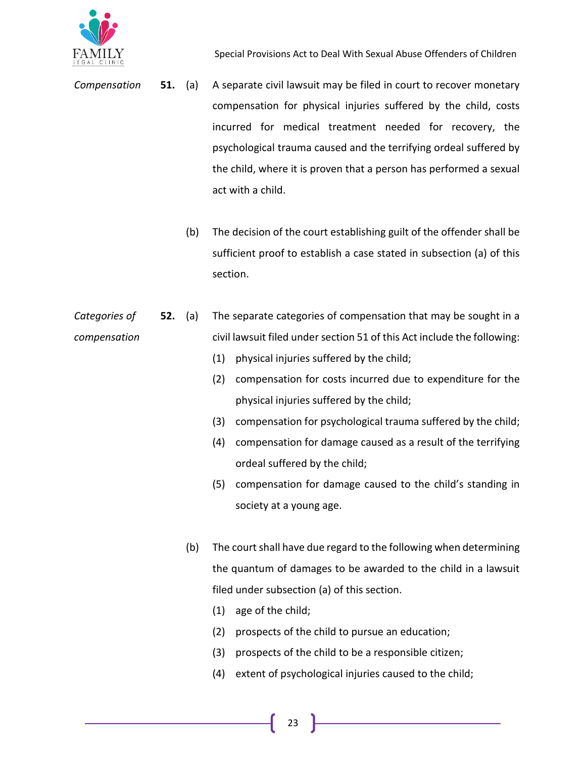*Compensation*

**51.** (a) A separate civil lawsuit may be filed in court to recover monetary compensation for physical injuries suffered by the child, costs incurred for medical treatment needed for recovery, the psychological trauma caused and the terrifying ordeal suffered by the child, where it is proven that a person has performed a sexual act with a child.

(b) The decision of the court establishing guilt of the offender shall be sufficient proof to establish a case stated in subsection (a) of this section.

*Categories of compensation*

**52.** (a) The separate categories of compensation that may be sought in a civil lawsuit filed under section 51 of this Act include the following:

(1) physical injuries suffered by the child;

(2) compensation for costs incurred due to expenditure for the physical injuries suffered by the child;

(3) compensation for psychological trauma suffered by the child;

(4) compensation for damage caused as a result of the terrifying ordeal suffered by the child;

(5) compensation for damage caused to the child's standing in society at a young age.

(b) The court shall have due regard to the following when determining the quantum of damages to be awarded to the child in a lawsuit filed under subsection (a) of this section.

(1) age of the child;

(2) prospects of the child to pursue an education;

(3) prospects of the child to be a responsible citizen;

(4) extent of psychological injuries caused to the child;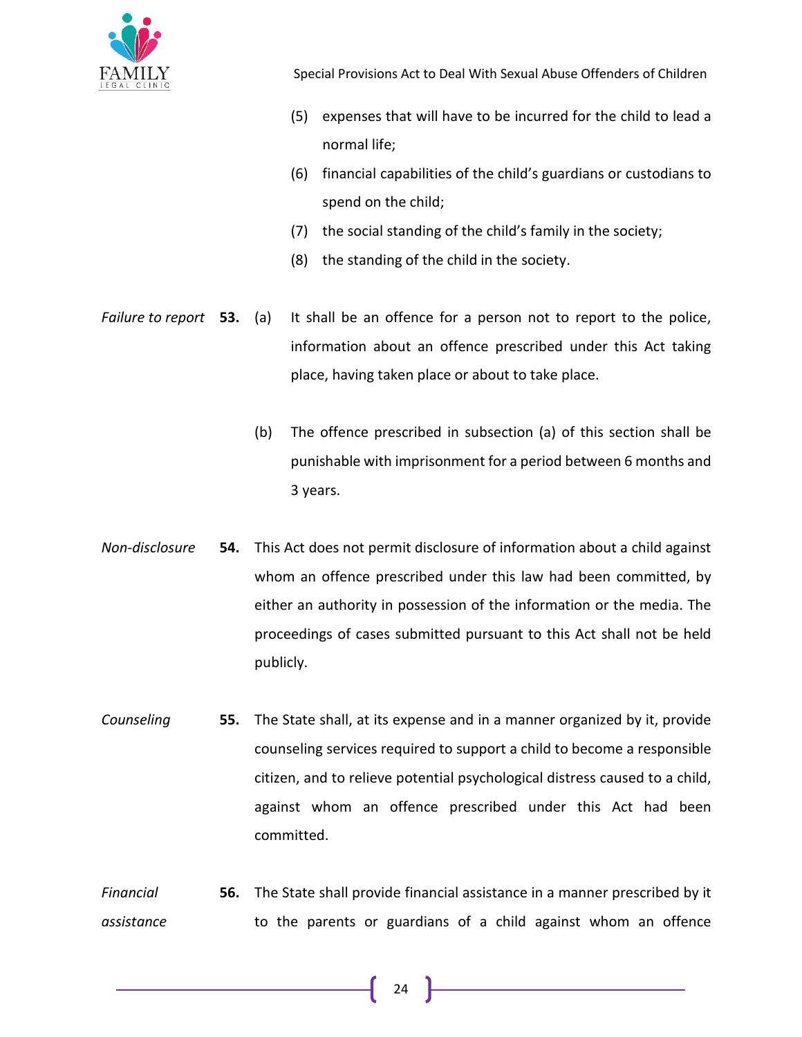(5) expenses that will have to be incurred for the child to lead a normal life;

(6) financial capabilities of the child's guardians or custodians to spend on the child;

(7) the social standing of the child's family in the society;

(8) the standing of the child in the society.

*Failure to report* **53.** (a) It shall be an offence for a person not to report to the police, information about an offence prescribed under this Act taking place, having taken place or about to take place.

(b) The offence prescribed in subsection (a) of this section shall be punishable with imprisonment for a period between 6 months and 3 years.

*Non-disclosure* **54.** This Act does not permit disclosure of information about a child against whom an offence prescribed under this law had been committed, by either an authority in possession of the information or the media. The proceedings of cases submitted pursuant to this Act shall not be held publicly.

*Counseling* **55.** The State shall, at its expense and in a manner organized by it, provide counseling services required to support a child to become a responsible citizen, and to relieve potential psychological distress caused to a child, against whom an offence prescribed under this Act had been committed.

*Financial assistance* **56.** The State shall provide financial assistance in a manner prescribed by it to the parents or guardians of a child against whom an offence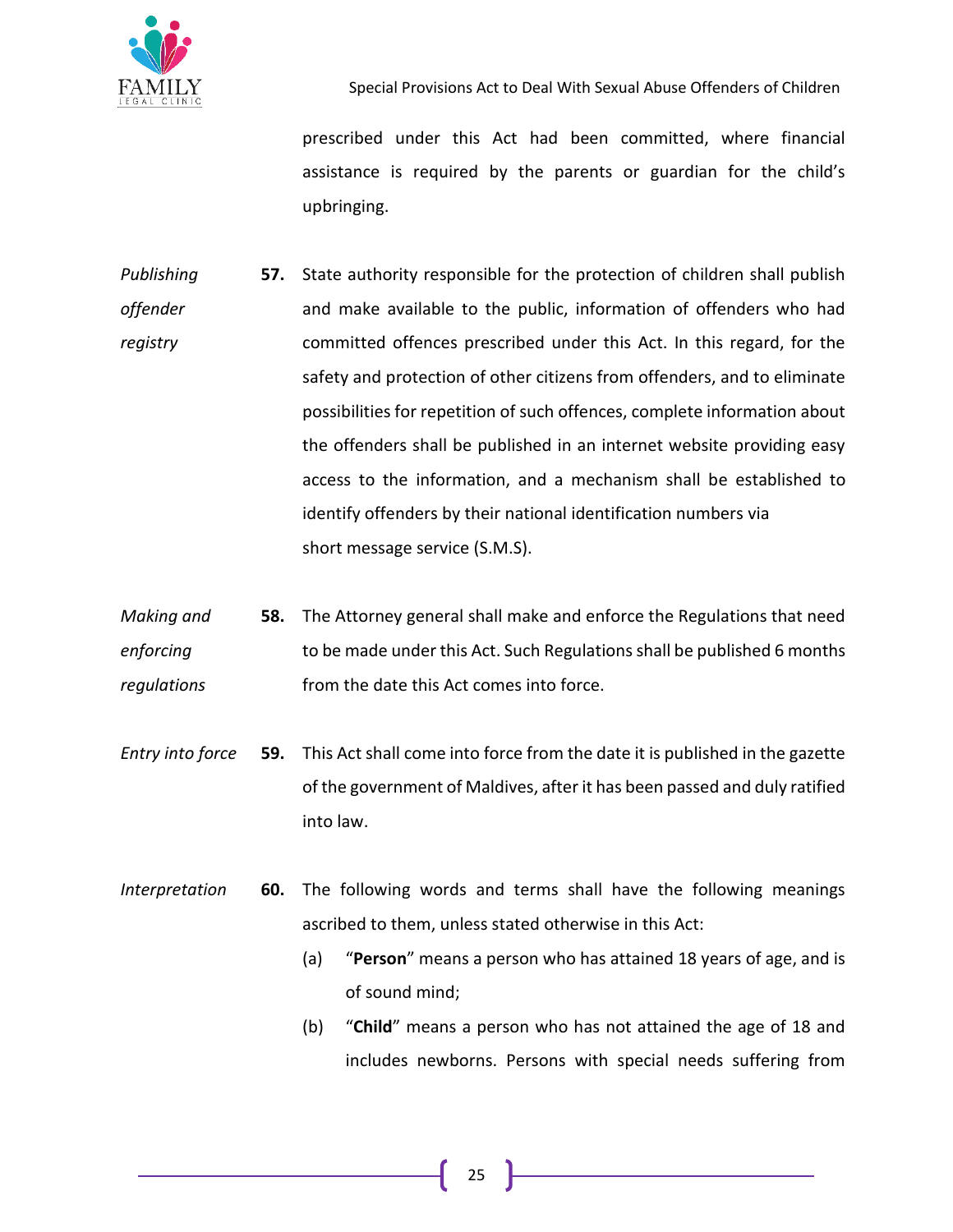prescribed under this Act had been committed, where financial assistance is required by the parents or guardian for the child's upbringing.

*Publishing offender registry*

**57.** State authority responsible for the protection of children shall publish and make available to the public, information of offenders who had committed offences prescribed under this Act. In this regard, for the safety and protection of other citizens from offenders, and to eliminate possibilities for repetition of such offences, complete information about the offenders shall be published in an internet website providing easy access to the information, and a mechanism shall be established to identify offenders by their national identification numbers via short message service (S.M.S).

*Making and enforcing regulations*

**58.** The Attorney general shall make and enforce the Regulations that need to be made under this Act. Such Regulations shall be published 6 months from the date this Act comes into force.

*Entry into force*

**59.** This Act shall come into force from the date it is published in the gazette of the government of Maldives, after it has been passed and duly ratified into law.

*Interpretation*

**60.** The following words and terms shall have the following meanings ascribed to them, unless stated otherwise in this Act:

(a) "**Person**" means a person who has attained 18 years of age, and is of sound mind;

(b) "**Child**" means a person who has not attained the age of 18 and includes newborns. Persons with special needs suffering from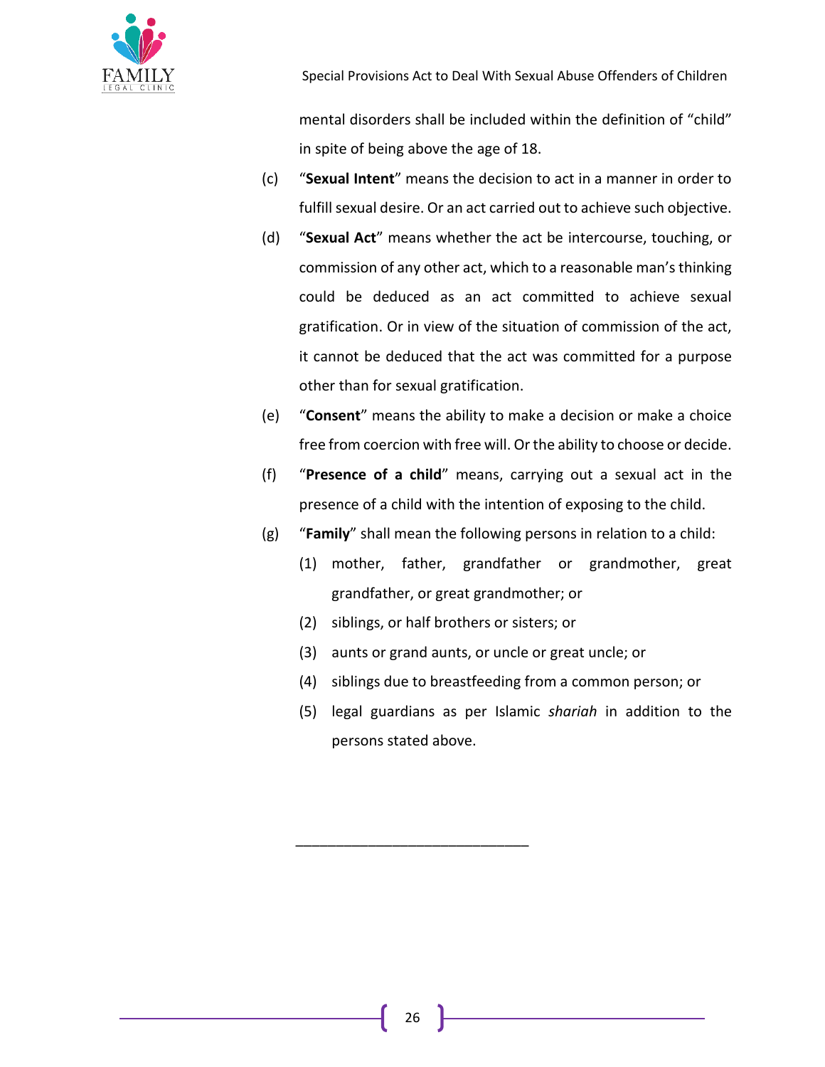mental disorders shall be included within the definition of "child" in spite of being above the age of 18.

(c) "**Sexual Intent**" means the decision to act in a manner in order to fulfill sexual desire. Or an act carried out to achieve such objective.

(d) "**Sexual Act**" means whether the act be intercourse, touching, or commission of any other act, which to a reasonable man's thinking could be deduced as an act committed to achieve sexual gratification. Or in view of the situation of commission of the act, it cannot be deduced that the act was committed for a purpose other than for sexual gratification.

(e) "**Consent**" means the ability to make a decision or make a choice free from coercion with free will. Or the ability to choose or decide.

(f) "**Presence of a child**" means, carrying out a sexual act in the presence of a child with the intention of exposing to the child.

(g) "**Family**" shall mean the following persons in relation to a child:

(1) mother, father, grandfather or grandmother, great grandfather, or great grandmother; or

(2) siblings, or half brothers or sisters; or

(3) aunts or grand aunts, or uncle or great uncle; or

(4) siblings due to breastfeeding from a common person; or

(5) legal guardians as per Islamic *shariah* in addition to the persons stated above.

______________________________